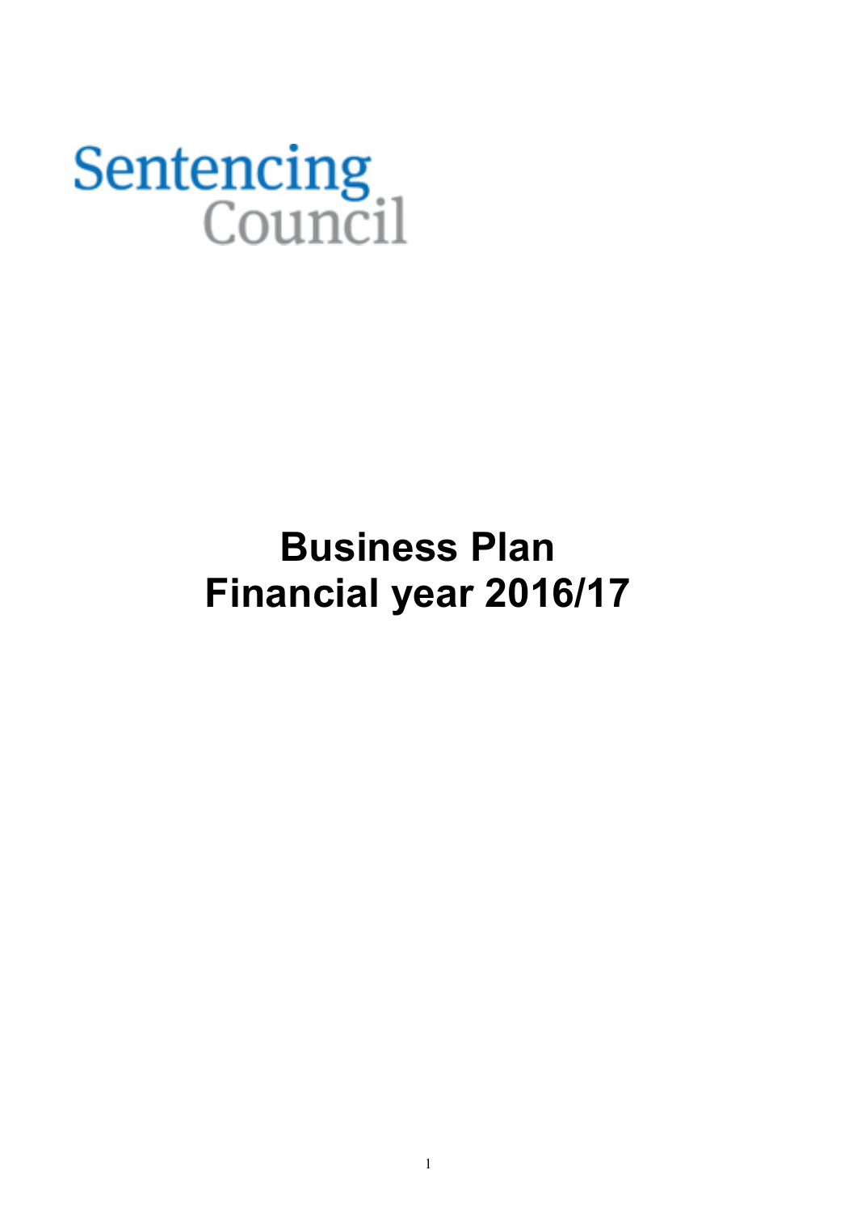Sentencing Council

# Business Plan
# Financial year 2016/17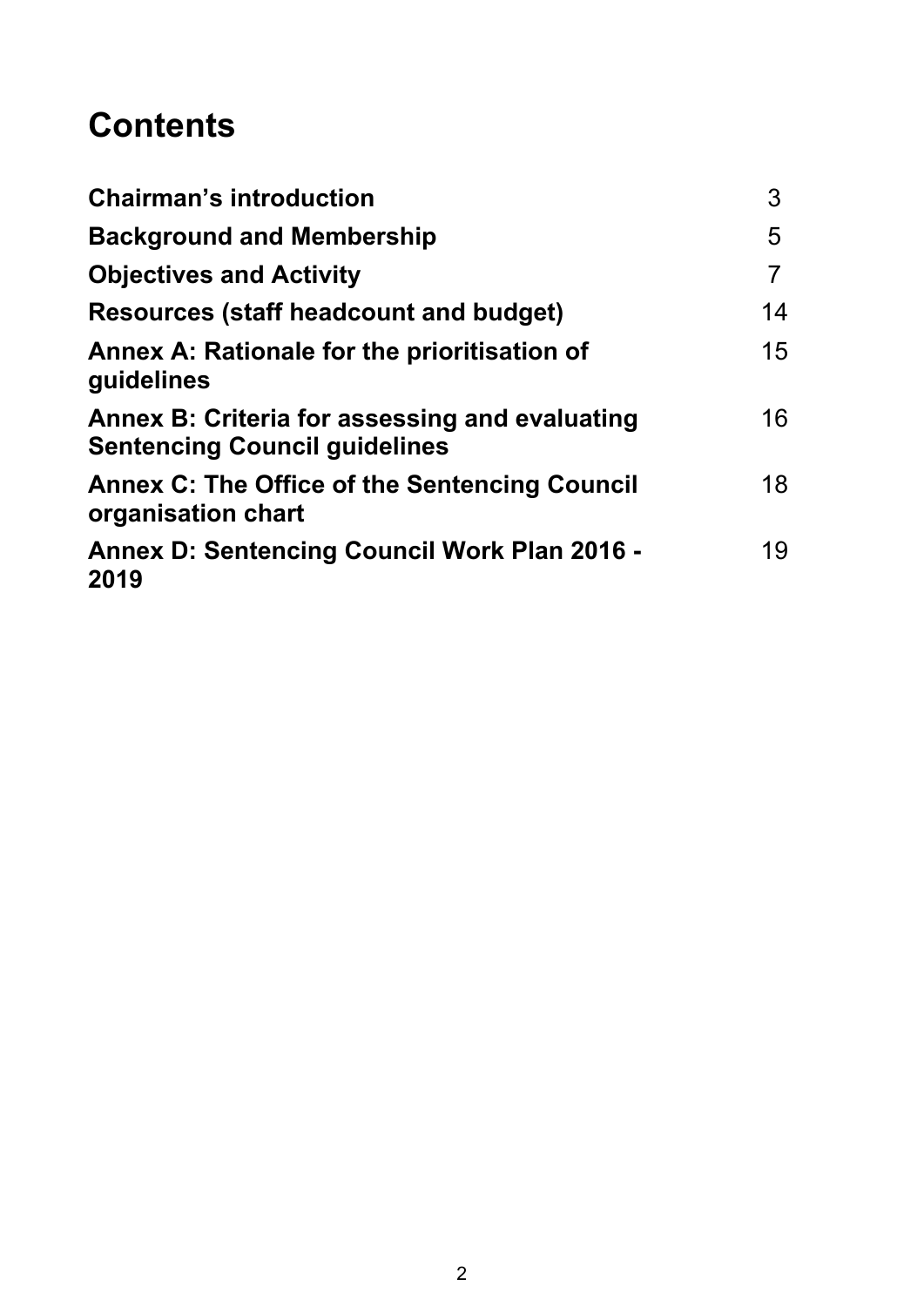# Contents

| | |
|---|---|
| **Chairman's introduction** | 3 |
| **Background and Membership** | 5 |
| **Objectives and Activity** | 7 |
| **Resources (staff headcount and budget)** | 14 |
| **Annex A: Rationale for the prioritisation of guidelines** | 15 |
| **Annex B: Criteria for assessing and evaluating Sentencing Council guidelines** | 16 |
| **Annex C: The Office of the Sentencing Council organisation chart** | 18 |
| **Annex D: Sentencing Council Work Plan 2016 - 2019** | 19 |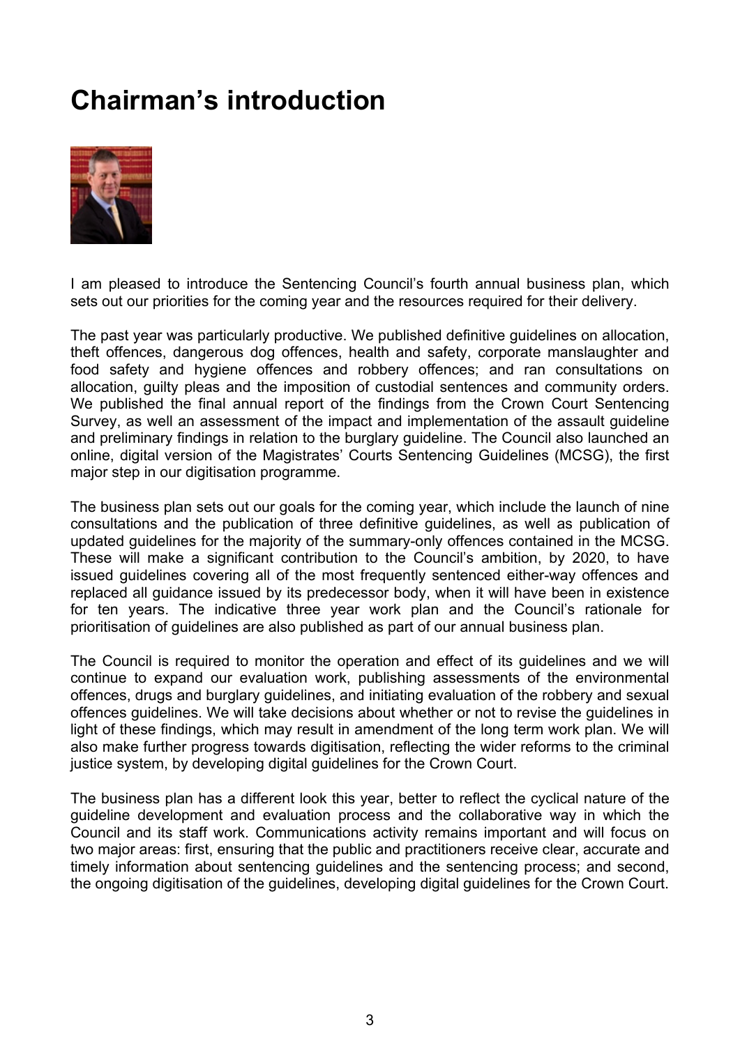# Chairman's introduction

I am pleased to introduce the Sentencing Council's fourth annual business plan, which sets out our priorities for the coming year and the resources required for their delivery.

The past year was particularly productive. We published definitive guidelines on allocation, theft offences, dangerous dog offences, health and safety, corporate manslaughter and food safety and hygiene offences and robbery offences; and ran consultations on allocation, guilty pleas and the imposition of custodial sentences and community orders. We published the final annual report of the findings from the Crown Court Sentencing Survey, as well an assessment of the impact and implementation of the assault guideline and preliminary findings in relation to the burglary guideline. The Council also launched an online, digital version of the Magistrates' Courts Sentencing Guidelines (MCSG), the first major step in our digitisation programme.

The business plan sets out our goals for the coming year, which include the launch of nine consultations and the publication of three definitive guidelines, as well as publication of updated guidelines for the majority of the summary-only offences contained in the MCSG. These will make a significant contribution to the Council's ambition, by 2020, to have issued guidelines covering all of the most frequently sentenced either-way offences and replaced all guidance issued by its predecessor body, when it will have been in existence for ten years. The indicative three year work plan and the Council's rationale for prioritisation of guidelines are also published as part of our annual business plan.

The Council is required to monitor the operation and effect of its guidelines and we will continue to expand our evaluation work, publishing assessments of the environmental offences, drugs and burglary guidelines, and initiating evaluation of the robbery and sexual offences guidelines. We will take decisions about whether or not to revise the guidelines in light of these findings, which may result in amendment of the long term work plan. We will also make further progress towards digitisation, reflecting the wider reforms to the criminal justice system, by developing digital guidelines for the Crown Court.

The business plan has a different look this year, better to reflect the cyclical nature of the guideline development and evaluation process and the collaborative way in which the Council and its staff work. Communications activity remains important and will focus on two major areas: first, ensuring that the public and practitioners receive clear, accurate and timely information about sentencing guidelines and the sentencing process; and second, the ongoing digitisation of the guidelines, developing digital guidelines for the Crown Court.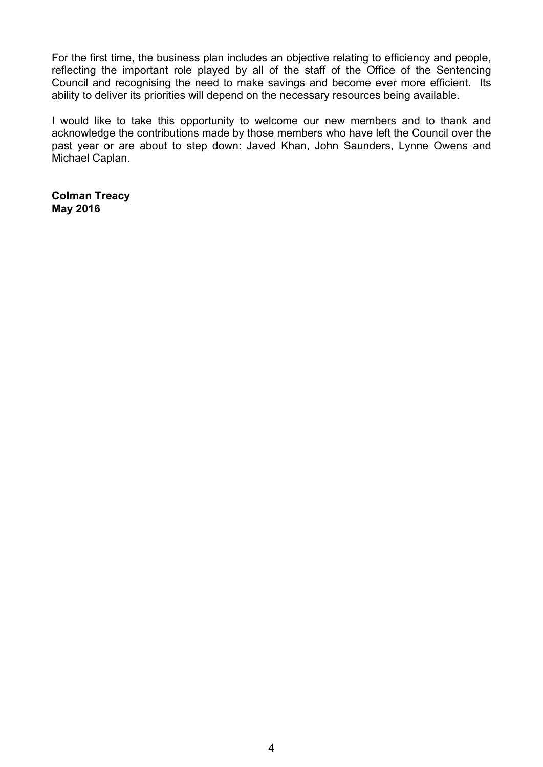For the first time, the business plan includes an objective relating to efficiency and people, reflecting the important role played by all of the staff of the Office of the Sentencing Council and recognising the need to make savings and become ever more efficient. Its ability to deliver its priorities will depend on the necessary resources being available.

I would like to take this opportunity to welcome our new members and to thank and acknowledge the contributions made by those members who have left the Council over the past year or are about to step down: Javed Khan, John Saunders, Lynne Owens and Michael Caplan.

**Colman Treacy**
**May 2016**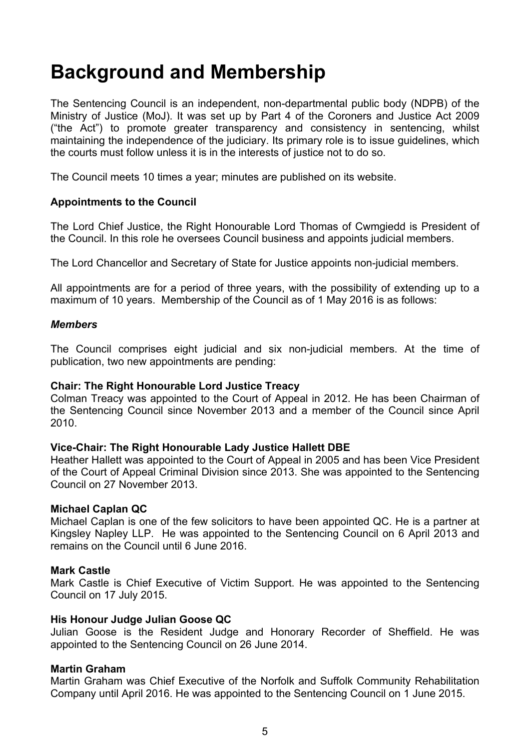# Background and Membership

The Sentencing Council is an independent, non-departmental public body (NDPB) of the Ministry of Justice (MoJ). It was set up by Part 4 of the Coroners and Justice Act 2009 ("the Act") to promote greater transparency and consistency in sentencing, whilst maintaining the independence of the judiciary. Its primary role is to issue guidelines, which the courts must follow unless it is in the interests of justice not to do so.

The Council meets 10 times a year; minutes are published on its website.

**Appointments to the Council**

The Lord Chief Justice, the Right Honourable Lord Thomas of Cwmgiedd is President of the Council. In this role he oversees Council business and appoints judicial members.

The Lord Chancellor and Secretary of State for Justice appoints non-judicial members.

All appointments are for a period of three years, with the possibility of extending up to a maximum of 10 years. Membership of the Council as of 1 May 2016 is as follows:

***Members***

The Council comprises eight judicial and six non-judicial members. At the time of publication, two new appointments are pending:

**Chair: The Right Honourable Lord Justice Treacy**
Colman Treacy was appointed to the Court of Appeal in 2012. He has been Chairman of the Sentencing Council since November 2013 and a member of the Council since April 2010.

**Vice-Chair: The Right Honourable Lady Justice Hallett DBE**
Heather Hallett was appointed to the Court of Appeal in 2005 and has been Vice President of the Court of Appeal Criminal Division since 2013. She was appointed to the Sentencing Council on 27 November 2013.

**Michael Caplan QC**
Michael Caplan is one of the few solicitors to have been appointed QC. He is a partner at Kingsley Napley LLP. He was appointed to the Sentencing Council on 6 April 2013 and remains on the Council until 6 June 2016.

**Mark Castle**
Mark Castle is Chief Executive of Victim Support. He was appointed to the Sentencing Council on 17 July 2015.

**His Honour Judge Julian Goose QC**
Julian Goose is the Resident Judge and Honorary Recorder of Sheffield. He was appointed to the Sentencing Council on 26 June 2014.

**Martin Graham**
Martin Graham was Chief Executive of the Norfolk and Suffolk Community Rehabilitation Company until April 2016. He was appointed to the Sentencing Council on 1 June 2015.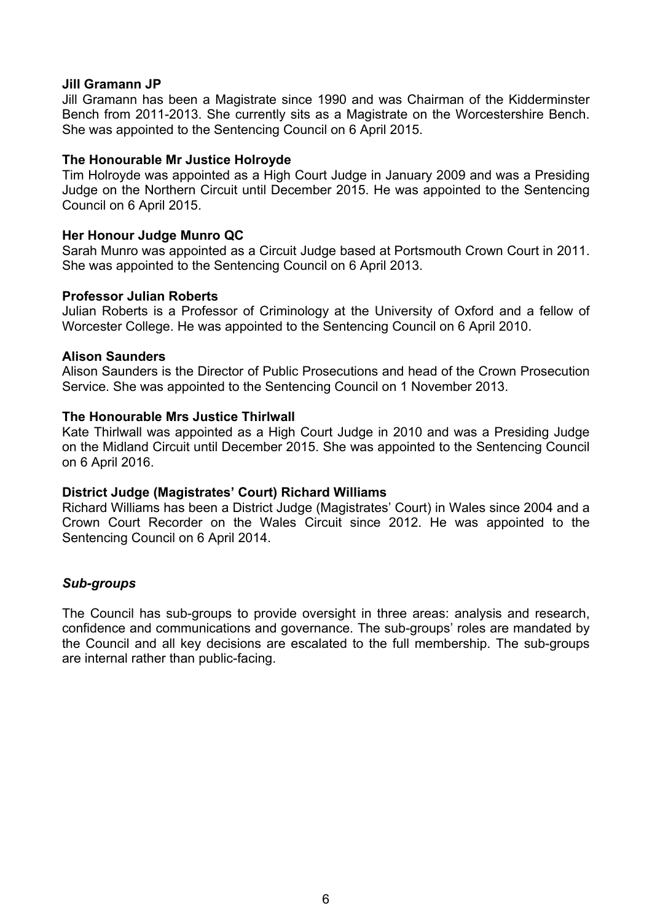**Jill Gramann JP**

Jill Gramann has been a Magistrate since 1990 and was Chairman of the Kidderminster Bench from 2011-2013. She currently sits as a Magistrate on the Worcestershire Bench. She was appointed to the Sentencing Council on 6 April 2015.

**The Honourable Mr Justice Holroyde**

Tim Holroyde was appointed as a High Court Judge in January 2009 and was a Presiding Judge on the Northern Circuit until December 2015. He was appointed to the Sentencing Council on 6 April 2015.

**Her Honour Judge Munro QC**

Sarah Munro was appointed as a Circuit Judge based at Portsmouth Crown Court in 2011. She was appointed to the Sentencing Council on 6 April 2013.

**Professor Julian Roberts**

Julian Roberts is a Professor of Criminology at the University of Oxford and a fellow of Worcester College. He was appointed to the Sentencing Council on 6 April 2010.

**Alison Saunders**

Alison Saunders is the Director of Public Prosecutions and head of the Crown Prosecution Service. She was appointed to the Sentencing Council on 1 November 2013.

**The Honourable Mrs Justice Thirlwall**

Kate Thirlwall was appointed as a High Court Judge in 2010 and was a Presiding Judge on the Midland Circuit until December 2015. She was appointed to the Sentencing Council on 6 April 2016.

**District Judge (Magistrates' Court) Richard Williams**

Richard Williams has been a District Judge (Magistrates' Court) in Wales since 2004 and a Crown Court Recorder on the Wales Circuit since 2012. He was appointed to the Sentencing Council on 6 April 2014.

### *Sub-groups*

The Council has sub-groups to provide oversight in three areas: analysis and research, confidence and communications and governance. The sub-groups' roles are mandated by the Council and all key decisions are escalated to the full membership. The sub-groups are internal rather than public-facing.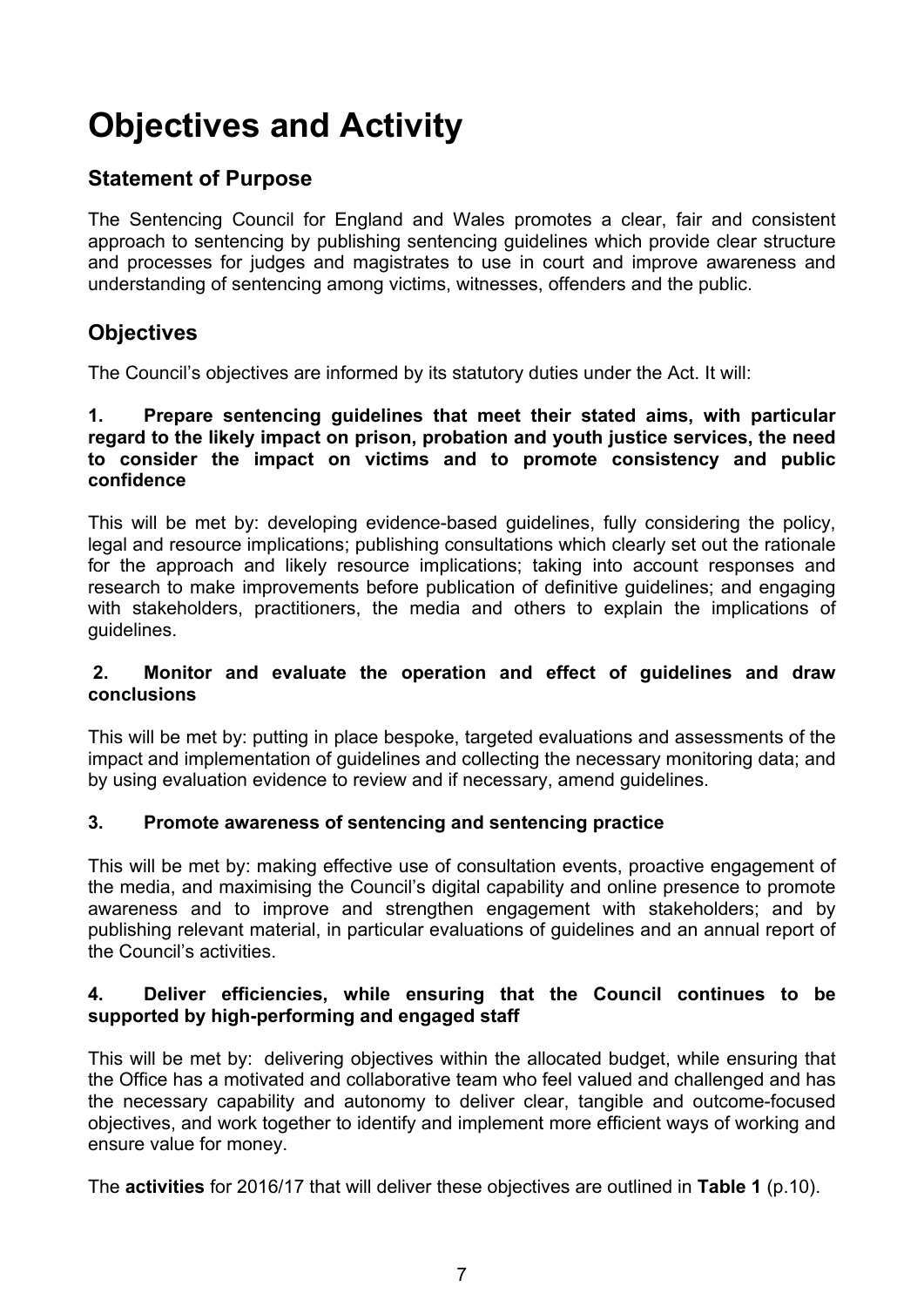# Objectives and Activity

## Statement of Purpose

The Sentencing Council for England and Wales promotes a clear, fair and consistent approach to sentencing by publishing sentencing guidelines which provide clear structure and processes for judges and magistrates to use in court and improve awareness and understanding of sentencing among victims, witnesses, offenders and the public.

## Objectives

The Council's objectives are informed by its statutory duties under the Act. It will:

**1. Prepare sentencing guidelines that meet their stated aims, with particular regard to the likely impact on prison, probation and youth justice services, the need to consider the impact on victims and to promote consistency and public confidence**

This will be met by: developing evidence-based guidelines, fully considering the policy, legal and resource implications; publishing consultations which clearly set out the rationale for the approach and likely resource implications; taking into account responses and research to make improvements before publication of definitive guidelines; and engaging with stakeholders, practitioners, the media and others to explain the implications of guidelines.

**2. Monitor and evaluate the operation and effect of guidelines and draw conclusions**

This will be met by: putting in place bespoke, targeted evaluations and assessments of the impact and implementation of guidelines and collecting the necessary monitoring data; and by using evaluation evidence to review and if necessary, amend guidelines.

**3. Promote awareness of sentencing and sentencing practice**

This will be met by: making effective use of consultation events, proactive engagement of the media, and maximising the Council's digital capability and online presence to promote awareness and to improve and strengthen engagement with stakeholders; and by publishing relevant material, in particular evaluations of guidelines and an annual report of the Council's activities.

**4. Deliver efficiencies, while ensuring that the Council continues to be supported by high-performing and engaged staff**

This will be met by: delivering objectives within the allocated budget, while ensuring that the Office has a motivated and collaborative team who feel valued and challenged and has the necessary capability and autonomy to deliver clear, tangible and outcome-focused objectives, and work together to identify and implement more efficient ways of working and ensure value for money.

The **activities** for 2016/17 that will deliver these objectives are outlined in **Table 1** (p.10).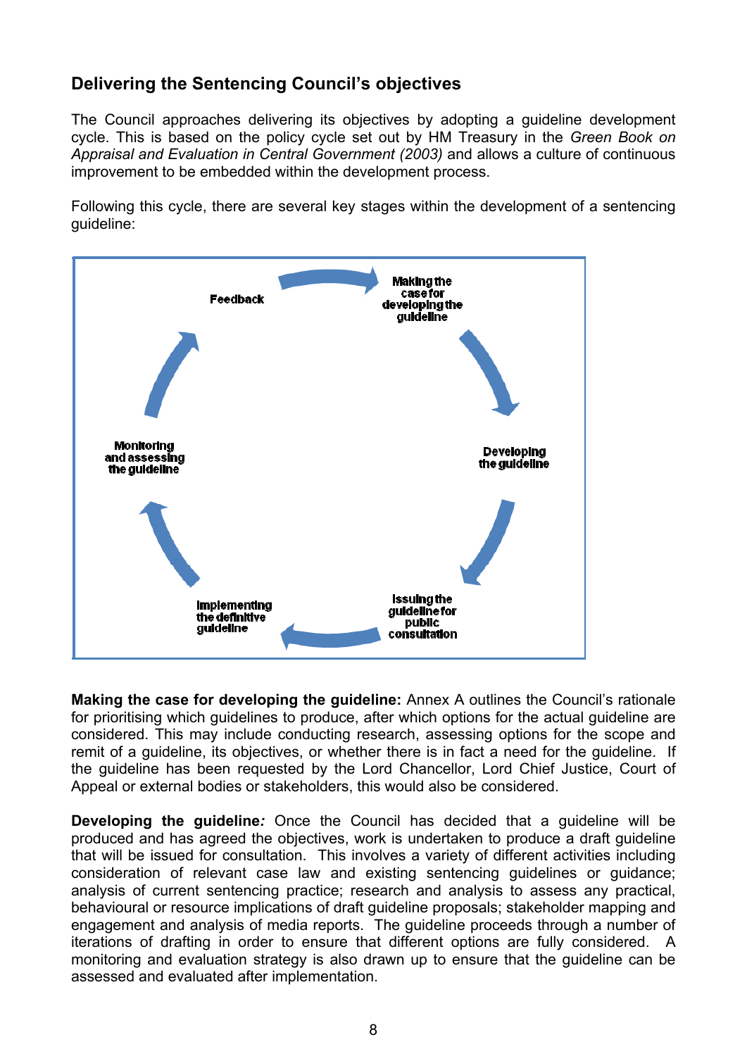## Delivering the Sentencing Council's objectives

The Council approaches delivering its objectives by adopting a guideline development cycle. This is based on the policy cycle set out by HM Treasury in the *Green Book on Appraisal and Evaluation in Central Government (2003)* and allows a culture of continuous improvement to be embedded within the development process.

Following this cycle, there are several key stages within the development of a sentencing guideline:

- Making the case for developing the guideline
- Developing the guideline
- Issuing the guideline for public consultation
- Implementing the definitive guideline
- Monitoring and assessing the guideline
- Feedback

**Making the case for developing the guideline:** Annex A outlines the Council's rationale for prioritising which guidelines to produce, after which options for the actual guideline are considered. This may include conducting research, assessing options for the scope and remit of a guideline, its objectives, or whether there is in fact a need for the guideline. If the guideline has been requested by the Lord Chancellor, Lord Chief Justice, Court of Appeal or external bodies or stakeholders, this would also be considered.

**Developing the guideline*:*** Once the Council has decided that a guideline will be produced and has agreed the objectives, work is undertaken to produce a draft guideline that will be issued for consultation. This involves a variety of different activities including consideration of relevant case law and existing sentencing guidelines or guidance; analysis of current sentencing practice; research and analysis to assess any practical, behavioural or resource implications of draft guideline proposals; stakeholder mapping and engagement and analysis of media reports. The guideline proceeds through a number of iterations of drafting in order to ensure that different options are fully considered. A monitoring and evaluation strategy is also drawn up to ensure that the guideline can be assessed and evaluated after implementation.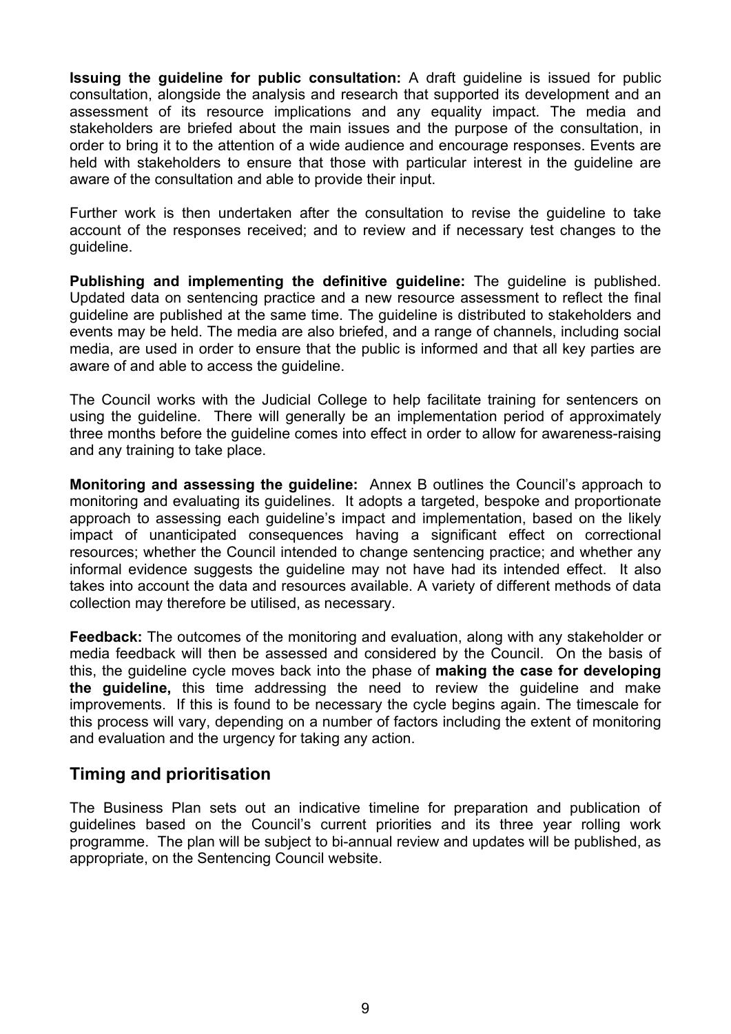**Issuing the guideline for public consultation:** A draft guideline is issued for public consultation, alongside the analysis and research that supported its development and an assessment of its resource implications and any equality impact. The media and stakeholders are briefed about the main issues and the purpose of the consultation, in order to bring it to the attention of a wide audience and encourage responses. Events are held with stakeholders to ensure that those with particular interest in the guideline are aware of the consultation and able to provide their input.

Further work is then undertaken after the consultation to revise the guideline to take account of the responses received; and to review and if necessary test changes to the guideline.

**Publishing and implementing the definitive guideline:** The guideline is published. Updated data on sentencing practice and a new resource assessment to reflect the final guideline are published at the same time. The guideline is distributed to stakeholders and events may be held. The media are also briefed, and a range of channels, including social media, are used in order to ensure that the public is informed and that all key parties are aware of and able to access the guideline.

The Council works with the Judicial College to help facilitate training for sentencers on using the guideline. There will generally be an implementation period of approximately three months before the guideline comes into effect in order to allow for awareness-raising and any training to take place.

**Monitoring and assessing the guideline:** Annex B outlines the Council's approach to monitoring and evaluating its guidelines. It adopts a targeted, bespoke and proportionate approach to assessing each guideline's impact and implementation, based on the likely impact of unanticipated consequences having a significant effect on correctional resources; whether the Council intended to change sentencing practice; and whether any informal evidence suggests the guideline may not have had its intended effect. It also takes into account the data and resources available. A variety of different methods of data collection may therefore be utilised, as necessary.

**Feedback:** The outcomes of the monitoring and evaluation, along with any stakeholder or media feedback will then be assessed and considered by the Council. On the basis of this, the guideline cycle moves back into the phase of **making the case for developing the guideline,** this time addressing the need to review the guideline and make improvements. If this is found to be necessary the cycle begins again. The timescale for this process will vary, depending on a number of factors including the extent of monitoring and evaluation and the urgency for taking any action.

## Timing and prioritisation

The Business Plan sets out an indicative timeline for preparation and publication of guidelines based on the Council's current priorities and its three year rolling work programme. The plan will be subject to bi-annual review and updates will be published, as appropriate, on the Sentencing Council website.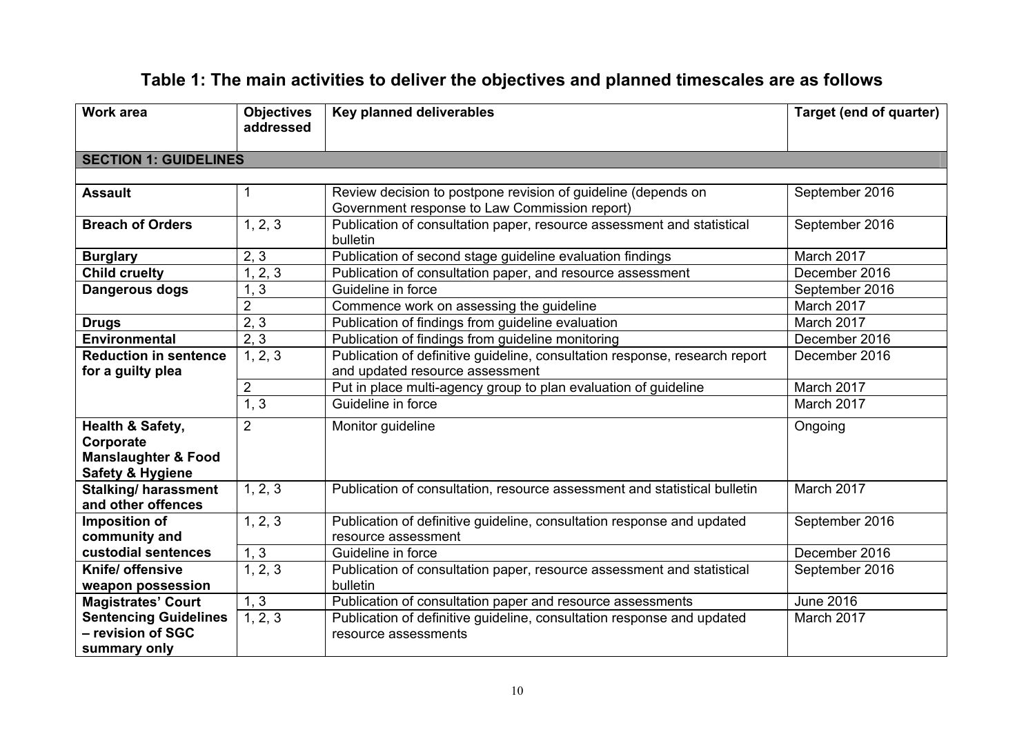## Table 1: The main activities to deliver the objectives and planned timescales are as follows

| Work area | Objectives addressed | Key planned deliverables | Target (end of quarter) |
|---|---|---|---|
| **SECTION 1: GUIDELINES** | | | |
| **Assault** | 1 | Review decision to postpone revision of guideline (depends on Government response to Law Commission report) | September 2016 |
| **Breach of Orders** | 1, 2, 3 | Publication of consultation paper, resource assessment and statistical bulletin | September 2016 |
| **Burglary** | 2, 3 | Publication of second stage guideline evaluation findings | March 2017 |
| **Child cruelty** | 1, 2, 3 | Publication of consultation paper, and resource assessment | December 2016 |
| **Dangerous dogs** | 1, 3 | Guideline in force | September 2016 |
| | 2 | Commence work on assessing the guideline | March 2017 |
| **Drugs** | 2, 3 | Publication of findings from guideline evaluation | March 2017 |
| **Environmental** | 2, 3 | Publication of findings from guideline monitoring | December 2016 |
| **Reduction in sentence for a guilty plea** | 1, 2, 3 | Publication of definitive guideline, consultation response, research report and updated resource assessment | December 2016 |
| | 2 | Put in place multi-agency group to plan evaluation of guideline | March 2017 |
| | 1, 3 | Guideline in force | March 2017 |
| **Health & Safety, Corporate Manslaughter & Food Safety & Hygiene** | 2 | Monitor guideline | Ongoing |
| **Stalking/ harassment and other offences** | 1, 2, 3 | Publication of consultation, resource assessment and statistical bulletin | March 2017 |
| **Imposition of community and custodial sentences** | 1, 2, 3 | Publication of definitive guideline, consultation response and updated resource assessment | September 2016 |
| | 1, 3 | Guideline in force | December 2016 |
| **Knife/ offensive weapon possession** | 1, 2, 3 | Publication of consultation paper, resource assessment and statistical bulletin | September 2016 |
| **Magistrates' Court Sentencing Guidelines – revision of SGC summary only** | 1, 3 | Publication of consultation paper and resource assessments | June 2016 |
| | 1, 2, 3 | Publication of definitive guideline, consultation response and updated resource assessments | March 2017 |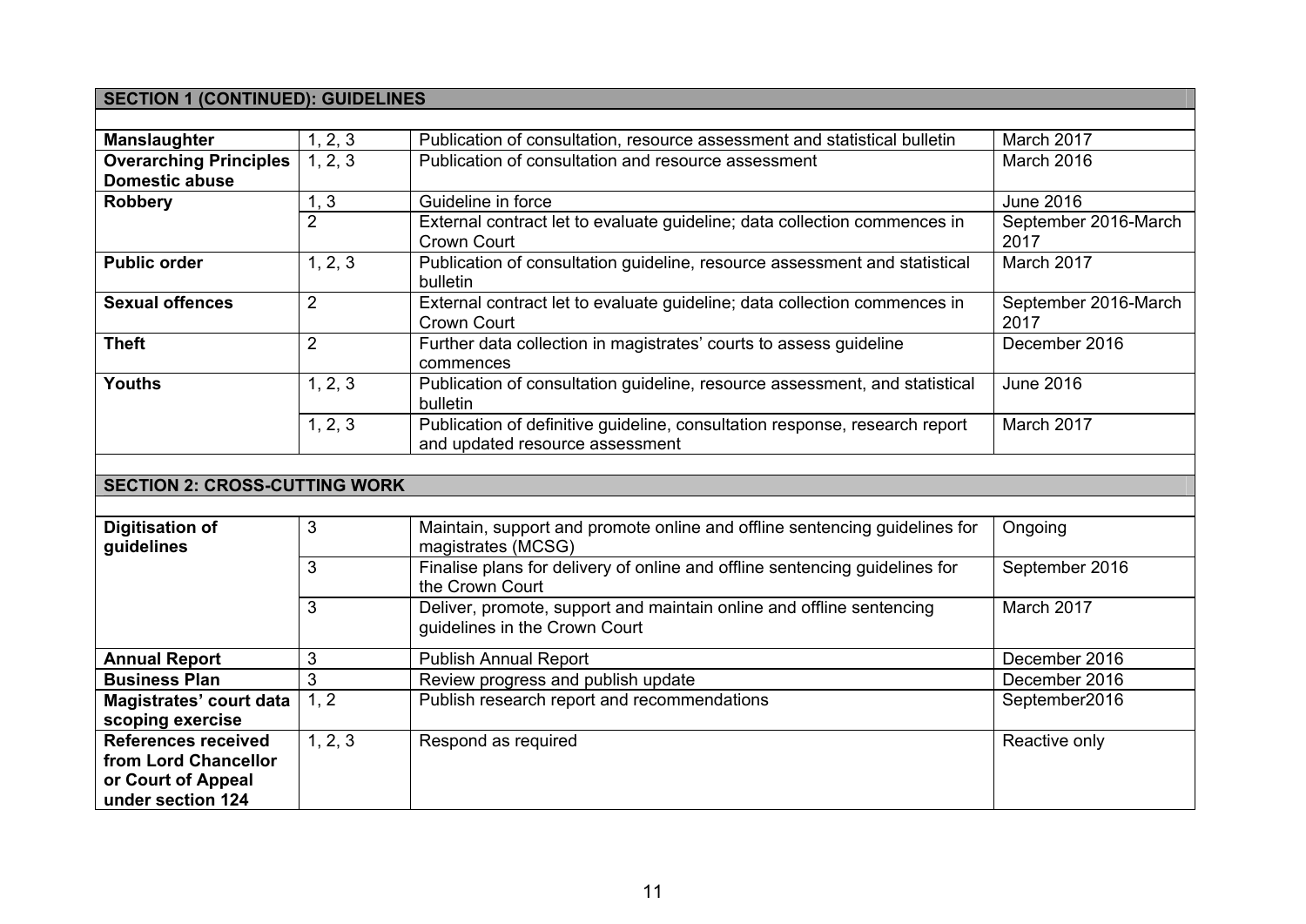| SECTION 1 (CONTINUED): GUIDELINES | | | |
|---|---|---|---|
| **Manslaughter** | 1, 2, 3 | Publication of consultation, resource assessment and statistical bulletin | March 2017 |
| **Overarching Principles Domestic abuse** | 1, 2, 3 | Publication of consultation and resource assessment | March 2016 |
| **Robbery** | 1, 3 | Guideline in force | June 2016 |
| | 2 | External contract let to evaluate guideline; data collection commences in Crown Court | September 2016-March 2017 |
| **Public order** | 1, 2, 3 | Publication of consultation guideline, resource assessment and statistical bulletin | March 2017 |
| **Sexual offences** | 2 | External contract let to evaluate guideline; data collection commences in Crown Court | September 2016-March 2017 |
| **Theft** | 2 | Further data collection in magistrates' courts to assess guideline commences | December 2016 |
| **Youths** | 1, 2, 3 | Publication of consultation guideline, resource assessment, and statistical bulletin | June 2016 |
| | 1, 2, 3 | Publication of definitive guideline, consultation response, research report and updated resource assessment | March 2017 |

| SECTION 2: CROSS-CUTTING WORK | | | |
|---|---|---|---|
| **Digitisation of guidelines** | 3 | Maintain, support and promote online and offline sentencing guidelines for magistrates (MCSG) | Ongoing |
| | 3 | Finalise plans for delivery of online and offline sentencing guidelines for the Crown Court | September 2016 |
| | 3 | Deliver, promote, support and maintain online and offline sentencing guidelines in the Crown Court | March 2017 |
| **Annual Report** | 3 | Publish Annual Report | December 2016 |
| **Business Plan** | 3 | Review progress and publish update | December 2016 |
| **Magistrates' court data scoping exercise** | 1, 2 | Publish research report and recommendations | September2016 |
| **References received from Lord Chancellor or Court of Appeal under section 124** | 1, 2, 3 | Respond as required | Reactive only |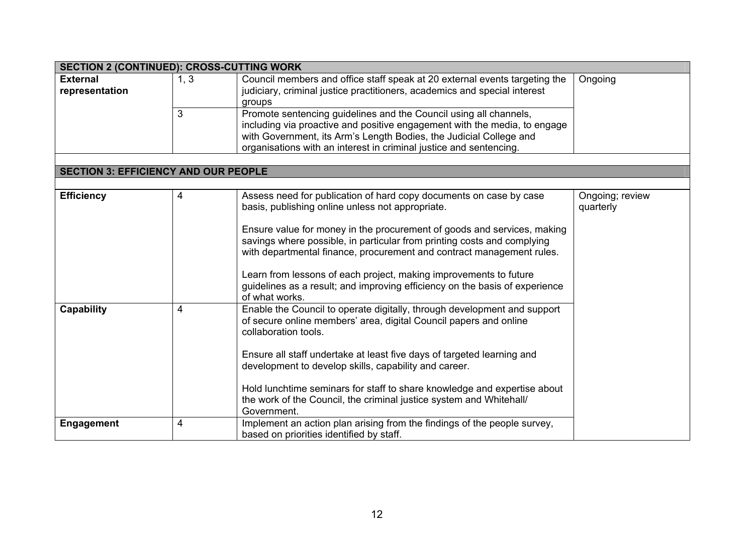| SECTION 2 (CONTINUED): CROSS-CUTTING WORK | | | |
|---|---|---|---|
| **External representation** | 1, 3 | Council members and office staff speak at 20 external events targeting the judiciary, criminal justice practitioners, academics and special interest groups | Ongoing |
| | 3 | Promote sentencing guidelines and the Council using all channels, including via proactive and positive engagement with the media, to engage with Government, its Arm's Length Bodies, the Judicial College and organisations with an interest in criminal justice and sentencing. | |

| SECTION 3: EFFICIENCY AND OUR PEOPLE | | | |
|---|---|---|---|
| **Efficiency** | 4 | Assess need for publication of hard copy documents on case by case basis, publishing online unless not appropriate.<br><br>Ensure value for money in the procurement of goods and services, making savings where possible, in particular from printing costs and complying with departmental finance, procurement and contract management rules.<br><br>Learn from lessons of each project, making improvements to future guidelines as a result; and improving efficiency on the basis of experience of what works. | Ongoing; review quarterly |
| **Capability** | 4 | Enable the Council to operate digitally, through development and support of secure online members' area, digital Council papers and online collaboration tools.<br><br>Ensure all staff undertake at least five days of targeted learning and development to develop skills, capability and career.<br><br>Hold lunchtime seminars for staff to share knowledge and expertise about the work of the Council, the criminal justice system and Whitehall/ Government. | |
| **Engagement** | 4 | Implement an action plan arising from the findings of the people survey, based on priorities identified by staff. | |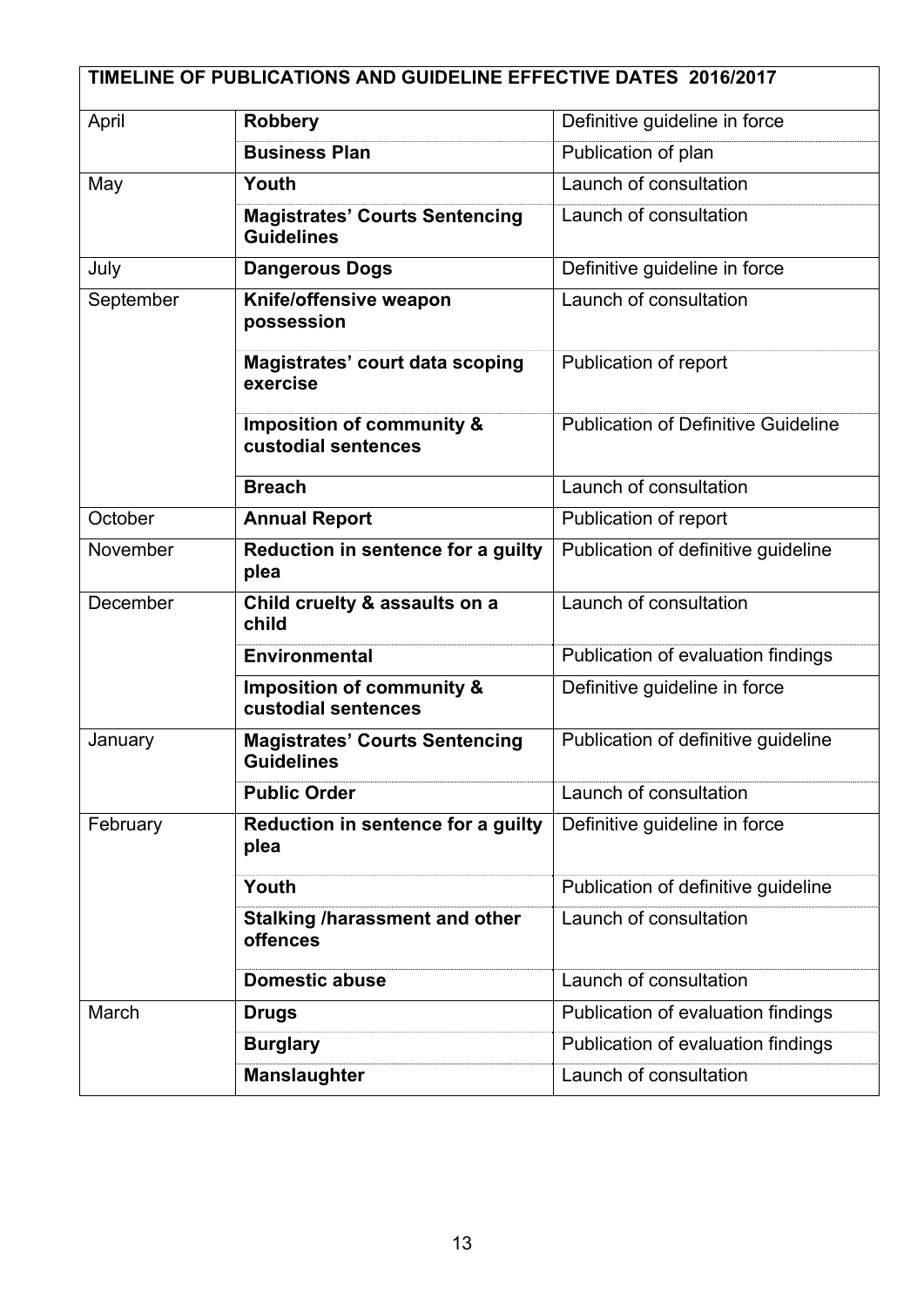| TIMELINE OF PUBLICATIONS AND GUIDELINE EFFECTIVE DATES 2016/2017 | | |
|---|---|---|
| April | **Robbery** | Definitive guideline in force |
| | **Business Plan** | Publication of plan |
| May | **Youth** | Launch of consultation |
| | **Magistrates' Courts Sentencing Guidelines** | Launch of consultation |
| July | **Dangerous Dogs** | Definitive guideline in force |
| September | **Knife/offensive weapon possession** | Launch of consultation |
| | **Magistrates' court data scoping exercise** | Publication of report |
| | **Imposition of community & custodial sentences** | Publication of Definitive Guideline |
| | **Breach** | Launch of consultation |
| October | **Annual Report** | Publication of report |
| November | **Reduction in sentence for a guilty plea** | Publication of definitive guideline |
| December | **Child cruelty & assaults on a child** | Launch of consultation |
| | **Environmental** | Publication of evaluation findings |
| | **Imposition of community & custodial sentences** | Definitive guideline in force |
| January | **Magistrates' Courts Sentencing Guidelines** | Publication of definitive guideline |
| | **Public Order** | Launch of consultation |
| February | **Reduction in sentence for a guilty plea** | Definitive guideline in force |
| | **Youth** | Publication of definitive guideline |
| | **Stalking /harassment and other offences** | Launch of consultation |
| | **Domestic abuse** | Launch of consultation |
| March | **Drugs** | Publication of evaluation findings |
| | **Burglary** | Publication of evaluation findings |
| | **Manslaughter** | Launch of consultation |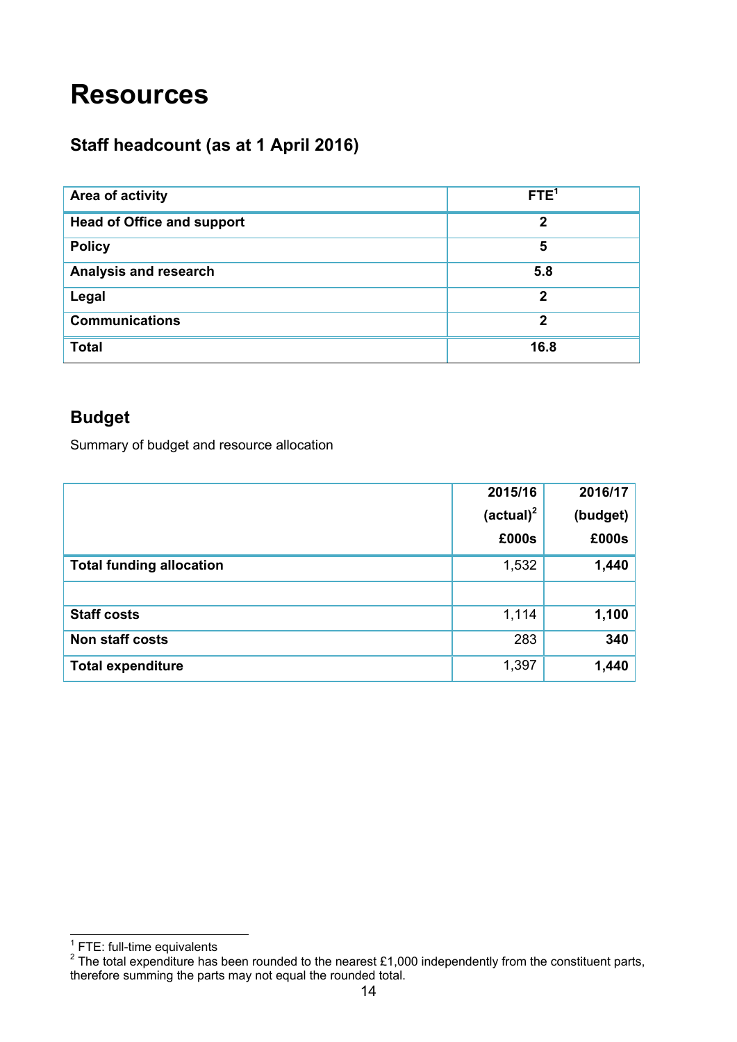# Resources

## Staff headcount (as at 1 April 2016)

| Area of activity | FTE[1] |
|---|---|
| **Head of Office and support** | **2** |
| **Policy** | **5** |
| **Analysis and research** | **5.8** |
| **Legal** | **2** |
| **Communications** | **2** |
| **Total** | **16.8** |

## Budget

Summary of budget and resource allocation

| | 2015/16 (actual)[2] £000s | 2016/17 (budget) £000s |
|---|---|---|
| **Total funding allocation** | 1,532 | **1,440** |
| | | |
| **Staff costs** | 1,114 | **1,100** |
| **Non staff costs** | 283 | **340** |
| **Total expenditure** | 1,397 | **1,440** |

[1] FTE: full-time equivalents

[2] The total expenditure has been rounded to the nearest £1,000 independently from the constituent parts, therefore summing the parts may not equal the rounded total.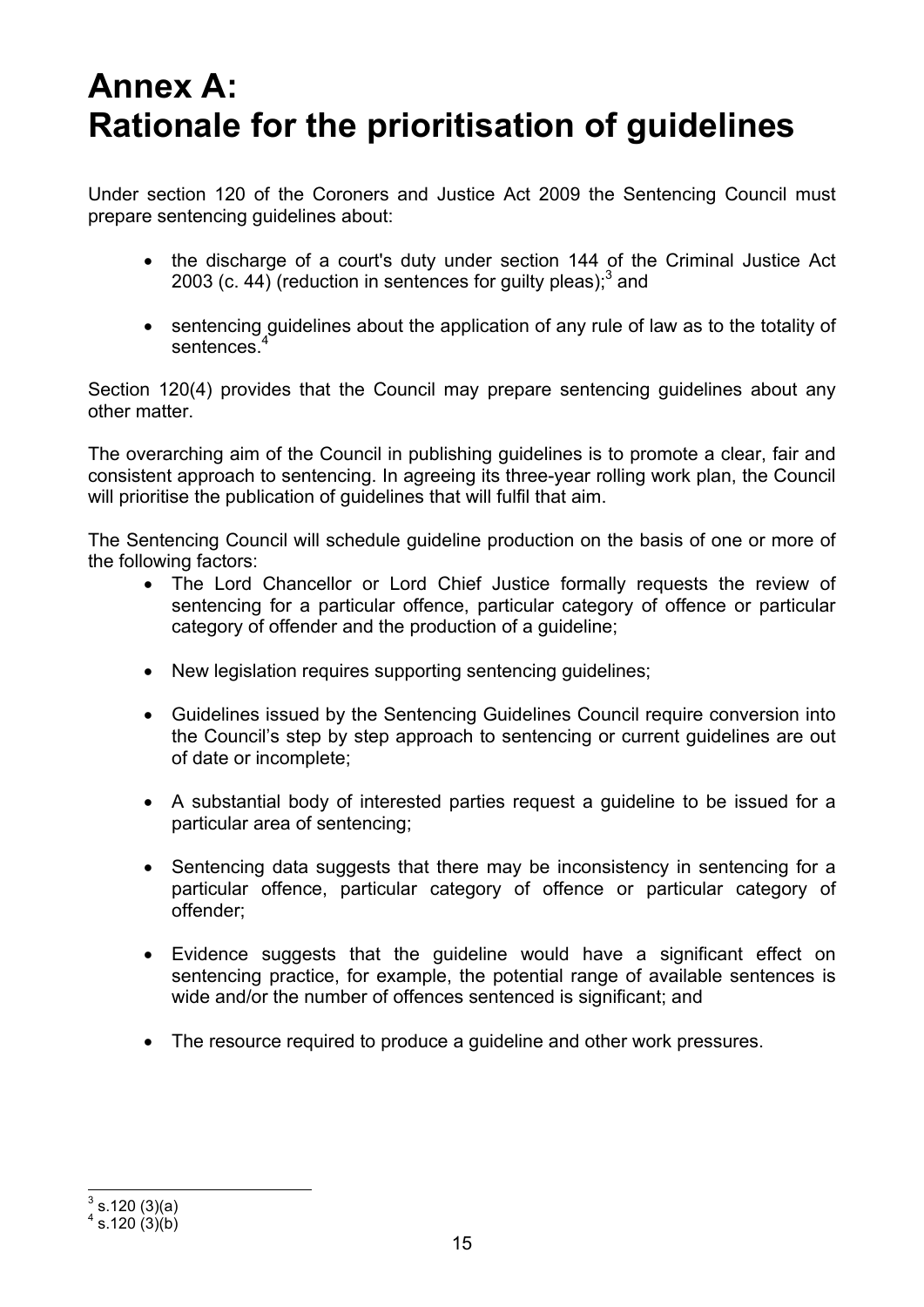# Annex A: Rationale for the prioritisation of guidelines

Under section 120 of the Coroners and Justice Act 2009 the Sentencing Council must prepare sentencing guidelines about:

- the discharge of a court's duty under section 144 of the Criminal Justice Act 2003 (c. 44) (reduction in sentences for guilty pleas);[3] and
- sentencing guidelines about the application of any rule of law as to the totality of sentences.[4]

Section 120(4) provides that the Council may prepare sentencing guidelines about any other matter.

The overarching aim of the Council in publishing guidelines is to promote a clear, fair and consistent approach to sentencing. In agreeing its three-year rolling work plan, the Council will prioritise the publication of guidelines that will fulfil that aim.

The Sentencing Council will schedule guideline production on the basis of one or more of the following factors:

- The Lord Chancellor or Lord Chief Justice formally requests the review of sentencing for a particular offence, particular category of offence or particular category of offender and the production of a guideline;
- New legislation requires supporting sentencing guidelines;
- Guidelines issued by the Sentencing Guidelines Council require conversion into the Council's step by step approach to sentencing or current guidelines are out of date or incomplete;
- A substantial body of interested parties request a guideline to be issued for a particular area of sentencing;
- Sentencing data suggests that there may be inconsistency in sentencing for a particular offence, particular category of offence or particular category of offender;
- Evidence suggests that the guideline would have a significant effect on sentencing practice, for example, the potential range of available sentences is wide and/or the number of offences sentenced is significant; and
- The resource required to produce a guideline and other work pressures.

---

[3] s.120 (3)(a)
[4] s.120 (3)(b)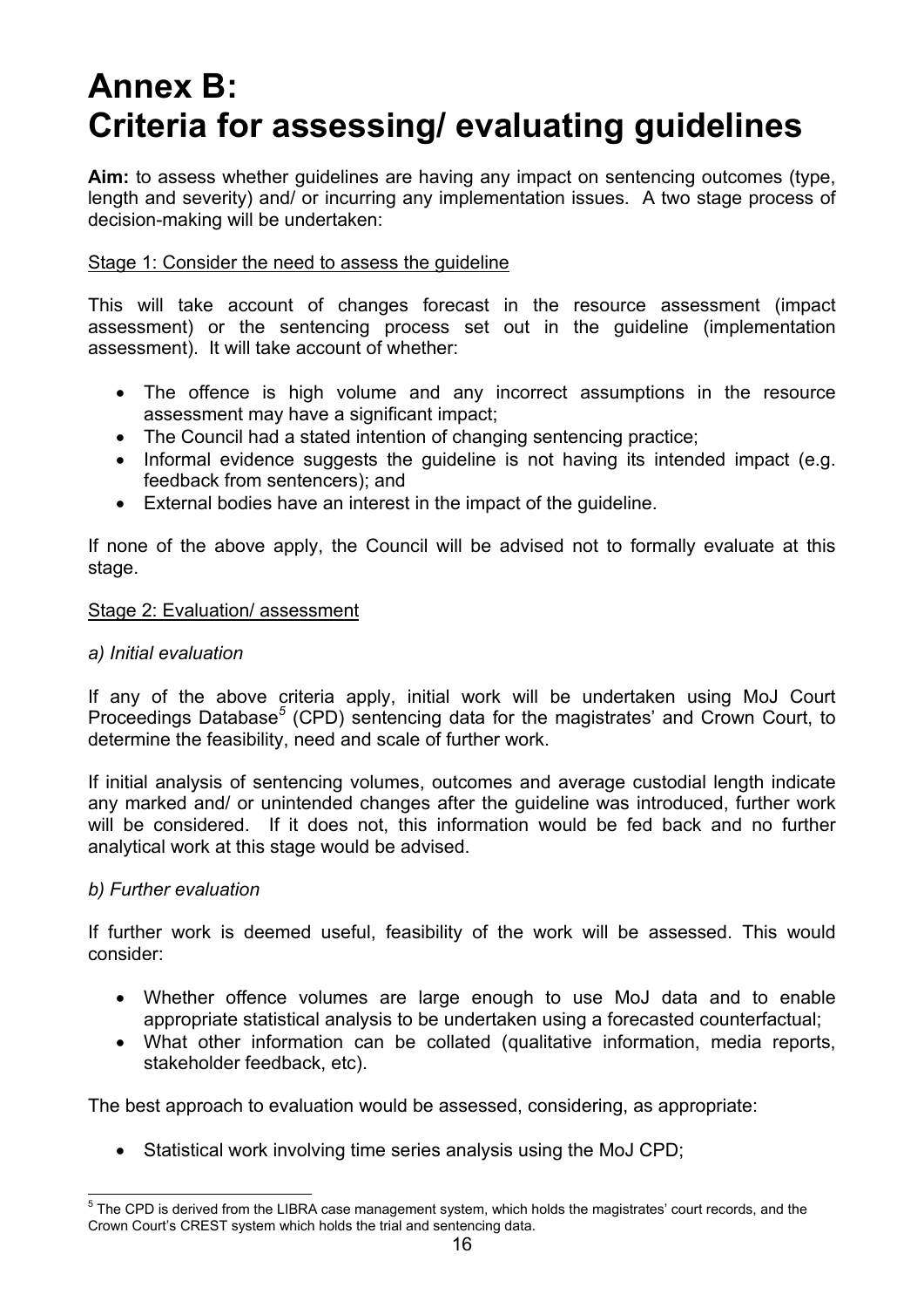# Annex B: Criteria for assessing/ evaluating guidelines

**Aim:** to assess whether guidelines are having any impact on sentencing outcomes (type, length and severity) and/ or incurring any implementation issues. A two stage process of decision-making will be undertaken:

Stage 1: Consider the need to assess the guideline

This will take account of changes forecast in the resource assessment (impact assessment) or the sentencing process set out in the guideline (implementation assessment). It will take account of whether:

- The offence is high volume and any incorrect assumptions in the resource assessment may have a significant impact;
- The Council had a stated intention of changing sentencing practice;
- Informal evidence suggests the guideline is not having its intended impact (e.g. feedback from sentencers); and
- External bodies have an interest in the impact of the guideline.

If none of the above apply, the Council will be advised not to formally evaluate at this stage.

Stage 2: Evaluation/ assessment

*a) Initial evaluation*

If any of the above criteria apply, initial work will be undertaken using MoJ Court Proceedings Database[5] (CPD) sentencing data for the magistrates' and Crown Court, to determine the feasibility, need and scale of further work.

If initial analysis of sentencing volumes, outcomes and average custodial length indicate any marked and/ or unintended changes after the guideline was introduced, further work will be considered. If it does not, this information would be fed back and no further analytical work at this stage would be advised.

*b) Further evaluation*

If further work is deemed useful, feasibility of the work will be assessed. This would consider:

- Whether offence volumes are large enough to use MoJ data and to enable appropriate statistical analysis to be undertaken using a forecasted counterfactual;
- What other information can be collated (qualitative information, media reports, stakeholder feedback, etc).

The best approach to evaluation would be assessed, considering, as appropriate:

- Statistical work involving time series analysis using the MoJ CPD;

[5] The CPD is derived from the LIBRA case management system, which holds the magistrates' court records, and the Crown Court's CREST system which holds the trial and sentencing data.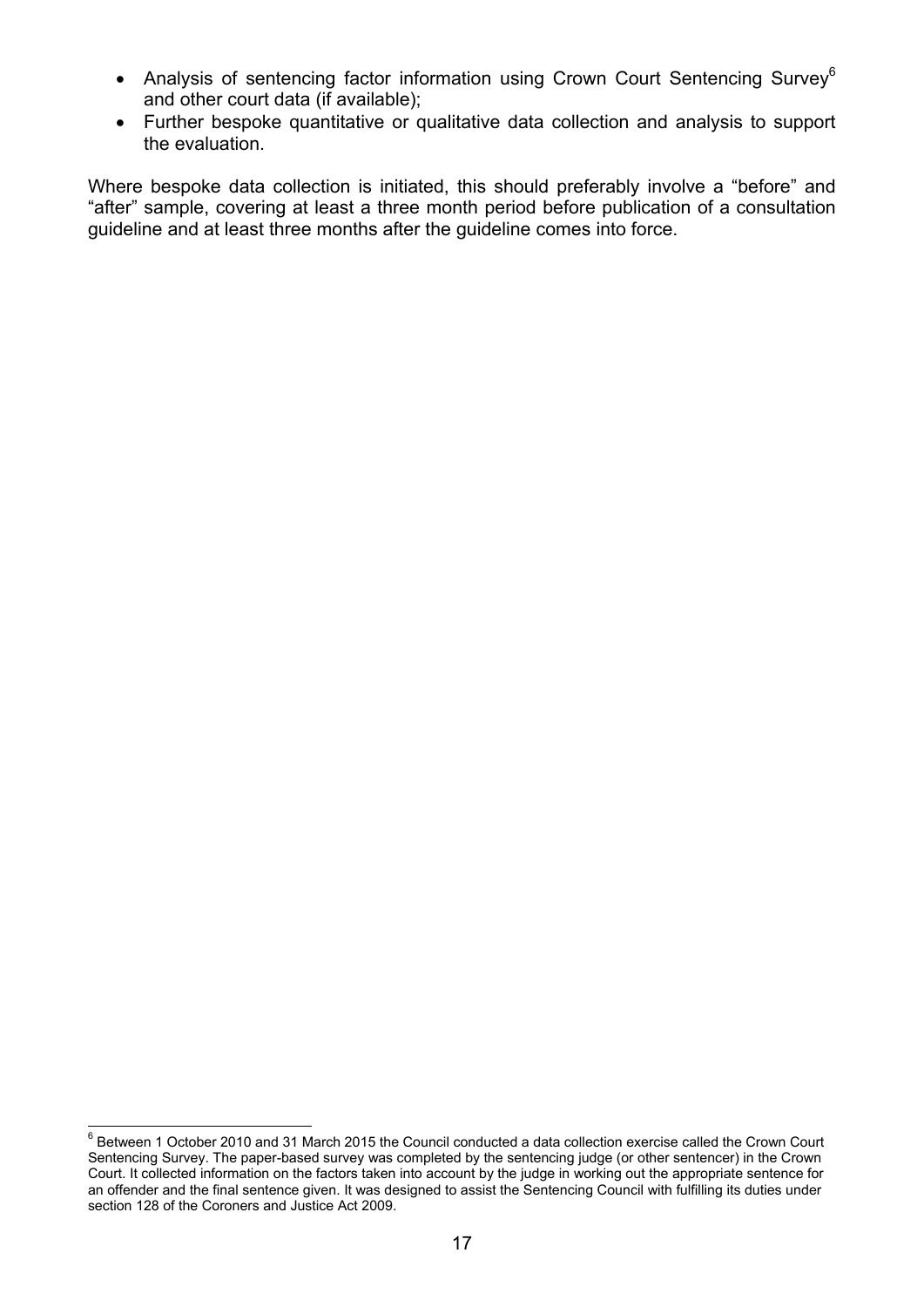- Analysis of sentencing factor information using Crown Court Sentencing Survey[6] and other court data (if available);
- Further bespoke quantitative or qualitative data collection and analysis to support the evaluation.

Where bespoke data collection is initiated, this should preferably involve a "before" and "after" sample, covering at least a three month period before publication of a consultation guideline and at least three months after the guideline comes into force.

---

[6] Between 1 October 2010 and 31 March 2015 the Council conducted a data collection exercise called the Crown Court Sentencing Survey. The paper-based survey was completed by the sentencing judge (or other sentencer) in the Crown Court. It collected information on the factors taken into account by the judge in working out the appropriate sentence for an offender and the final sentence given. It was designed to assist the Sentencing Council with fulfilling its duties under section 128 of the Coroners and Justice Act 2009.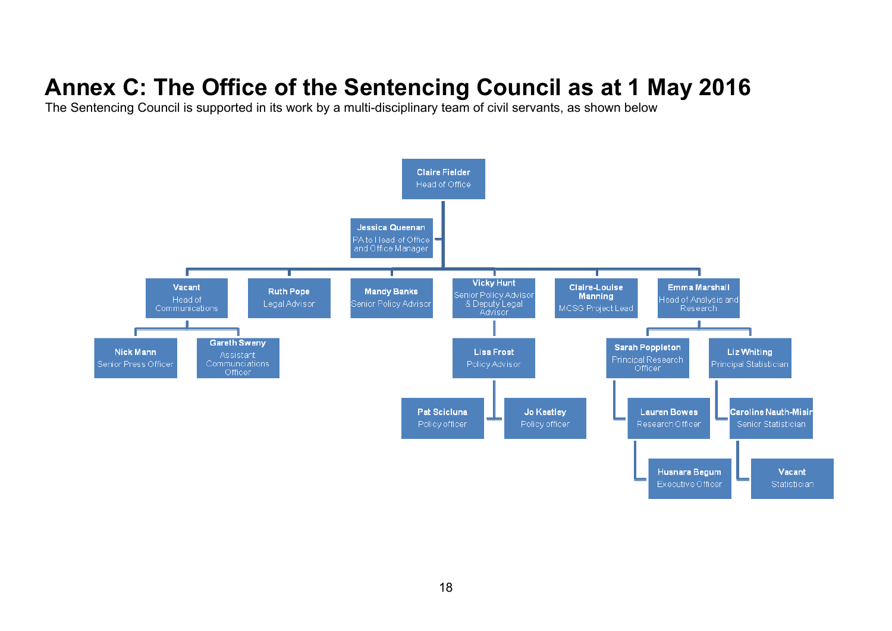# Annex C: The Office of the Sentencing Council as at 1 May 2016

The Sentencing Council is supported in its work by a multi-disciplinary team of civil servants, as shown below

- **Claire Fielder** – Head of Office
  - **Jessica Queenan** – PA to Head of Office and Office Manager
  - **Vacant** – Head of Communications
    - **Nick Mann** – Senior Press Officer
    - **Gareth Sweny** – Assistant Communciations Officer
  - **Ruth Pope** – Legal Advisor
  - **Mandy Banks** – Senior Policy Advisor
  - **Vicky Hunt** – Senior Policy Advisor & Deputy Legal Advisor
    - **Lisa Frost** – Policy Advisor
      - **Pat Scicluna** – Policy officer
      - **Jo Keatley** – Policy officer
  - **Claire-Louise Manning** – MCSG Project Lead
  - **Emma Marshall** – Head of Analysis and Research
    - **Sarah Poppleton** – Principal Research Officer
      - **Lauren Bowes** – Research Officer
        - **Husnara Begum** – Executive Officer
    - **Liz Whiting** – Principal Statistician
      - **Caroline Nauth-Misir** – Senior Statistician
        - **Vacant** – Statistician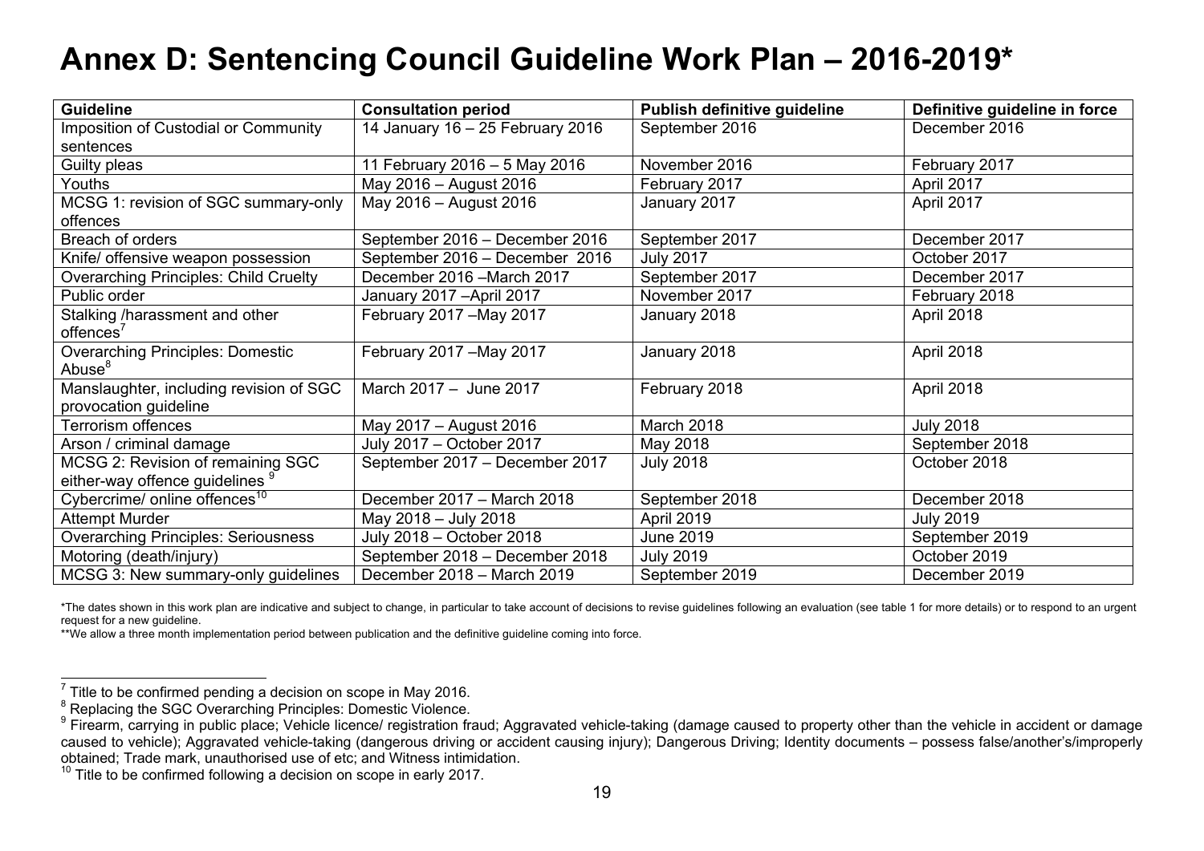# Annex D: Sentencing Council Guideline Work Plan – 2016-2019*

| Guideline | Consultation period | Publish definitive guideline | Definitive guideline in force |
|---|---|---|---|
| Imposition of Custodial or Community sentences | 14 January 16 – 25 February 2016 | September 2016 | December 2016 |
| Guilty pleas | 11 February 2016 – 5 May 2016 | November 2016 | February 2017 |
| Youths | May 2016 – August 2016 | February 2017 | April 2017 |
| MCSG 1: revision of SGC summary-only offences | May 2016 – August 2016 | January 2017 | April 2017 |
| Breach of orders | September 2016 – December 2016 | September 2017 | December 2017 |
| Knife/ offensive weapon possession | September 2016 – December 2016 | July 2017 | October 2017 |
| Overarching Principles: Child Cruelty | December 2016 –March 2017 | September 2017 | December 2017 |
| Public order | January 2017 –April 2017 | November 2017 | February 2018 |
| Stalking /harassment and other offences[7] | February 2017 –May 2017 | January 2018 | April 2018 |
| Overarching Principles: Domestic Abuse[8] | February 2017 –May 2017 | January 2018 | April 2018 |
| Manslaughter, including revision of SGC provocation guideline | March 2017 – June 2017 | February 2018 | April 2018 |
| Terrorism offences | May 2017 – August 2016 | March 2018 | July 2018 |
| Arson / criminal damage | July 2017 – October 2017 | May 2018 | September 2018 |
| MCSG 2: Revision of remaining SGC either-way offence guidelines [9] | September 2017 – December 2017 | July 2018 | October 2018 |
| Cybercrime/ online offences[10] | December 2017 – March 2018 | September 2018 | December 2018 |
| Attempt Murder | May 2018 – July 2018 | April 2019 | July 2019 |
| Overarching Principles: Seriousness | July 2018 – October 2018 | June 2019 | September 2019 |
| Motoring (death/injury) | September 2018 – December 2018 | July 2019 | October 2019 |
| MCSG 3: New summary-only guidelines | December 2018 – March 2019 | September 2019 | December 2019 |

*The dates shown in this work plan are indicative and subject to change, in particular to take account of decisions to revise guidelines following an evaluation (see table 1 for more details) or to respond to an urgent request for a new guideline.

**We allow a three month implementation period between publication and the definitive guideline coming into force.

---

[7] Title to be confirmed pending a decision on scope in May 2016.

[8] Replacing the SGC Overarching Principles: Domestic Violence.

[9] Firearm, carrying in public place; Vehicle licence/ registration fraud; Aggravated vehicle-taking (damage caused to property other than the vehicle in accident or damage caused to vehicle); Aggravated vehicle-taking (dangerous driving or accident causing injury); Dangerous Driving; Identity documents – possess false/another's/improperly obtained; Trade mark, unauthorised use of etc; and Witness intimidation.

[10] Title to be confirmed following a decision on scope in early 2017.